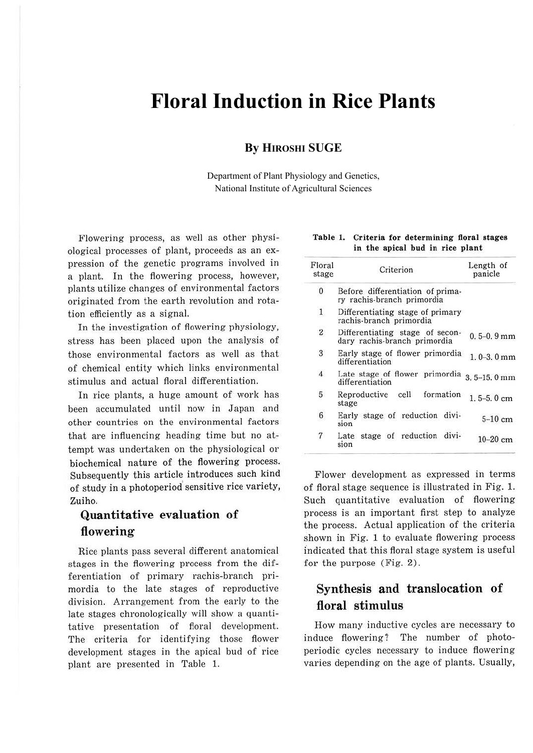# Floral Induction in Rice Plants

**By HIROSHI SUGE**

Department of Plant Physiology and Genetics,
National Institute of Agricultural Sciences

Flowering process, as well as other physiological processes of plant, proceeds as an expression of the genetic programs involved in a plant. In the flowering process, however, plants utilize changes of environmental factors originated from the earth revolution and rotation efficiently as a signal.

In the investigation of flowering physiology, stress has been placed upon the analysis of those environmental factors as well as that of chemical entity which links environmental stimulus and actual floral differentiation.

In rice plants, a huge amount of work has been accumulated until now in Japan and other countries on the environmental factors that are influencing heading time but no attempt was undertaken on the physiological or biochemical nature of the flowering process. Subsequently this article introduces such kind of study in a photoperiod sensitive rice variety, Zuiho.

## Quantitative evaluation of flowering

Rice plants pass several different anatomical stages in the flowering process from the differentiation of primary rachis-branch primordia to the late stages of reproductive division. Arrangement from the early to the late stages chronologically will show a quantitative presentation of floral development. The criteria for identifying those flower development stages in the apical bud of rice plant are presented in Table 1.

**Table 1. Criteria for determining floral stages in the apical bud in rice plant**

| Floral stage | Criterion | Length of panicle |
|---|---|---|
| 0 | Before differentiation of primary rachis-branch primordia | |
| 1 | Differentiating stage of primary rachis-branch primordia | |
| 2 | Differentiating stage of secondary rachis-branch primordia | 0. 5–0. 9 mm |
| 3 | Early stage of flower primordia differentiation | 1. 0–3. 0 mm |
| 4 | Late stage of flower primordia differentiation | 3. 5–15. 0 mm |
| 5 | Reproductive cell formation stage | 1. 5–5. 0 cm |
| 6 | Early stage of reduction division | 5–10 cm |
| 7 | Late stage of reduction division | 10–20 cm |

Flower development as expressed in terms of floral stage sequence is illustrated in Fig. 1. Such quantitative evaluation of flowering process is an important first step to analyze the process. Actual application of the criteria shown in Fig. 1 to evaluate flowering process indicated that this floral stage system is useful for the purpose (Fig. 2).

## Synthesis and translocation of floral stimulus

How many inductive cycles are necessary to induce flowering? The number of photoperiodic cycles necessary to induce flowering varies depending on the age of plants. Usually,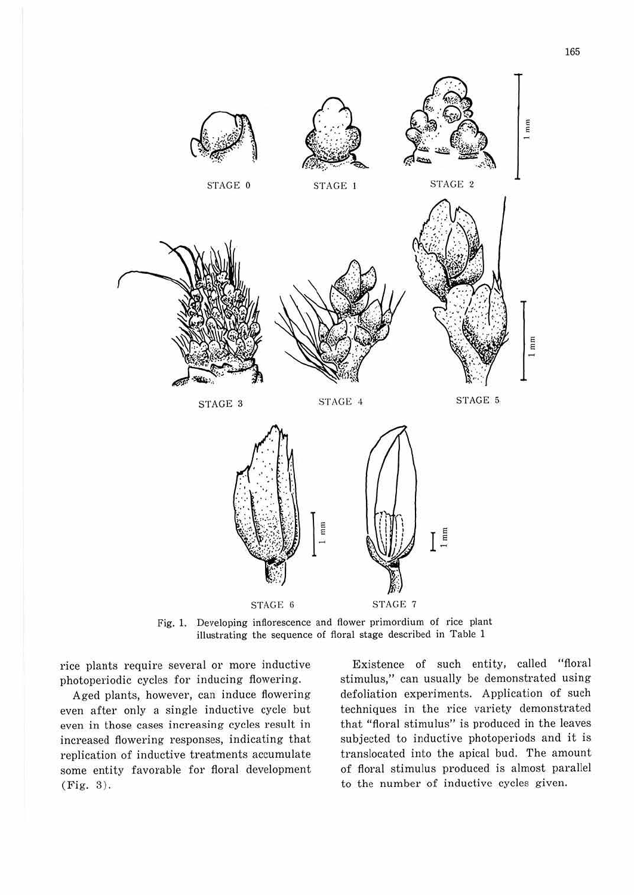Fig. 1. Developing inflorescence and flower primordium of rice plant illustrating the sequence of floral stage described in Table 1

rice plants require several or more inductive photoperiodic cycles for inducing flowering.

Aged plants, however, can induce flowering even after only a single inductive cycle but even in those cases increasing cycles result in increased flowering responses, indicating that replication of inductive treatments accumulate some entity favorable for floral development (Fig. 3).

Existence of such entity, called "floral stimulus," can usually be demonstrated using defoliation experiments. Application of such techniques in the rice variety demonstrated that "floral stimulus" is produced in the leaves subjected to inductive photoperiods and it is translocated into the apical bud. The amount of floral stimulus produced is almost parallel to the number of inductive cycles given.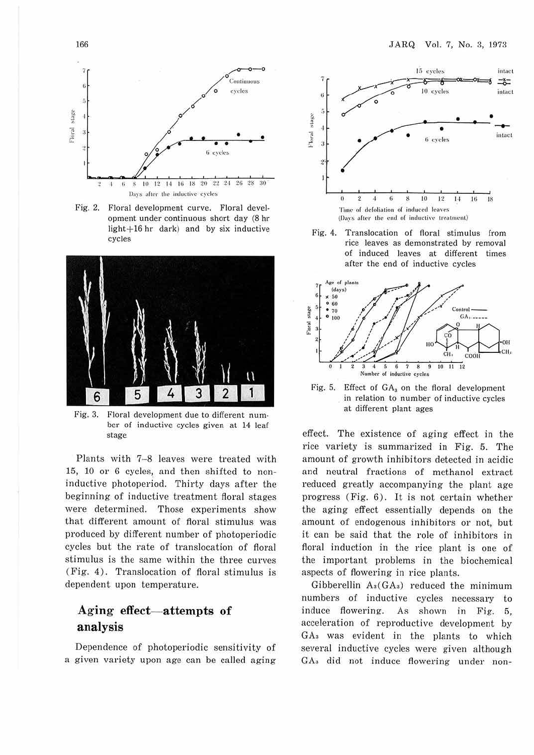Fig. 2. Floral development curve. Floral development under continuous short day (8 hr light+16 hr dark) and by six inductive cycles

Fig. 3. Floral development due to different number of inductive cycles given at 14 leaf stage

Plants with 7–8 leaves were treated with 15, 10 or 6 cycles, and then shifted to non-inductive photoperiod. Thirty days after the beginning of inductive treatment floral stages were determined. Those experiments show that different amount of floral stimulus was produced by different number of photoperiodic cycles but the rate of translocation of floral stimulus is the same within the three curves (Fig. 4). Translocation of floral stimulus is dependent upon temperature.

## Aging effect—attempts of analysis

Dependence of photoperiodic sensitivity of a given variety upon age can be called aging effect. The existence of aging effect in the rice variety is summarized in Fig. 5. The amount of growth inhibitors detected in acidic and neutral fractions of methanol extract reduced greatly accompanying the plant age progress (Fig. 6). It is not certain whether the aging effect essentially depends on the amount of endogenous inhibitors or not, but it can be said that the role of inhibitors in floral induction in the rice plant is one of the important problems in the biochemical aspects of flowering in rice plants.

Fig. 4. Translocation of floral stimulus from rice leaves as demonstrated by removal of induced leaves at different times after the end of inductive cycles

Fig. 5. Effect of $GA_3$ on the floral development in relation to number of inductive cycles at different plant ages

Gibberellin $A_3$($GA_3$) reduced the minimum numbers of inductive cycles necessary to induce flowering. As shown in Fig. 5, acceleration of reproductive development by $GA_3$ was evident in the plants to which several inductive cycles were given although $GA_3$ did not induce flowering under non-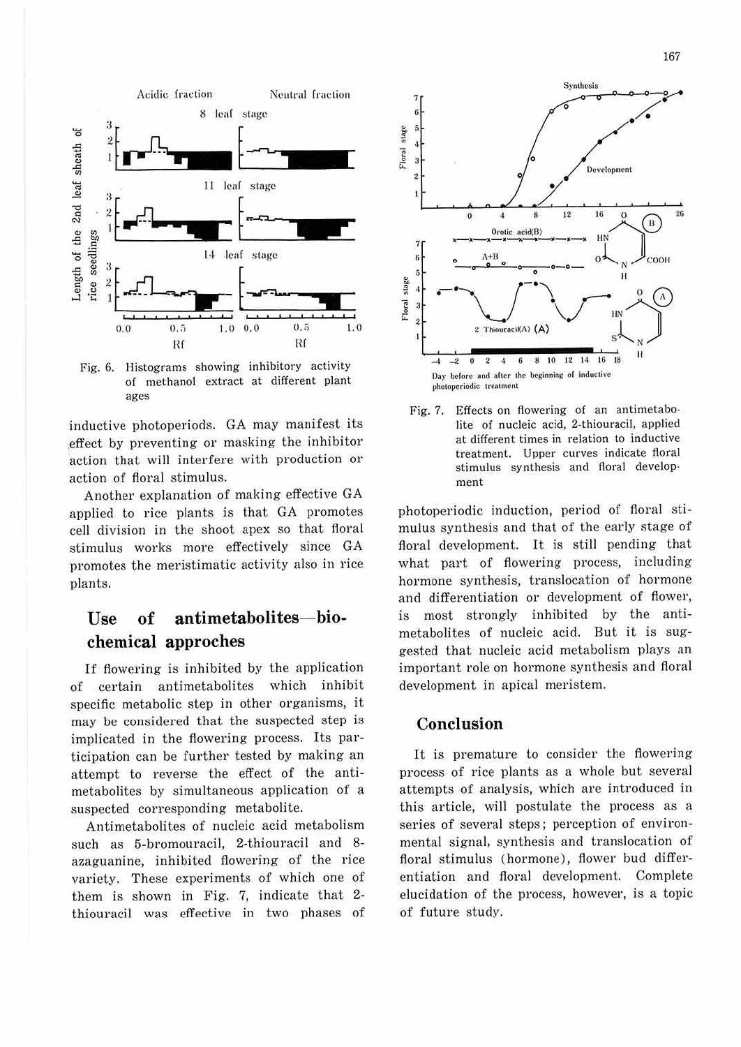Fig. 6. Histograms showing inhibitory activity of methanol extract at different plant ages

inductive photoperiods. GA may manifest its effect by preventing or masking the inhibitor action that will interfere with production or action of floral stimulus.

Another explanation of making effective GA applied to rice plants is that GA promotes cell division in the shoot apex so that floral stimulus works more effectively since GA promotes the meristimatic activity also in rice plants.

## Use of antimetabolites—biochemical approches

If flowering is inhibited by the application of certain antimetabolites which inhibit specific metabolic step in other organisms, it may be considered that the suspected step is implicated in the flowering process. Its participation can be further tested by making an attempt to reverse the effect of the antimetabolites by simultaneous application of a suspected corresponding metabolite.

Antimetabolites of nucleic acid metabolism such as 5-bromouracil, 2-thiouracil and 8-azaguanine, inhibited flowering of the rice variety. These experiments of which one of them is shown in Fig. 7, indicate that 2-thiouracil was effective in two phases of photoperiodic induction, period of floral stimulus synthesis and that of the early stage of floral development. It is still pending that what part of flowering process, including hormone synthesis, translocation of hormone and differentiation or development of flower, is most strongly inhibited by the antimetabolites of nucleic acid. But it is suggested that nucleic acid metabolism plays an important role on hormone synthesis and floral development in apical meristem.

Fig. 7. Effects on flowering of an antimetabolite of nucleic acid, 2-thiouracil, applied at different times in relation to inductive treatment. Upper curves indicate floral stimulus synthesis and floral development

## Conclusion

It is premature to consider the flowering process of rice plants as a whole but several attempts of analysis, which are introduced in this article, will postulate the process as a series of several steps; perception of environmental signal, synthesis and translocation of floral stimulus (hormone), flower bud differentiation and floral development. Complete elucidation of the process, however, is a topic of future study.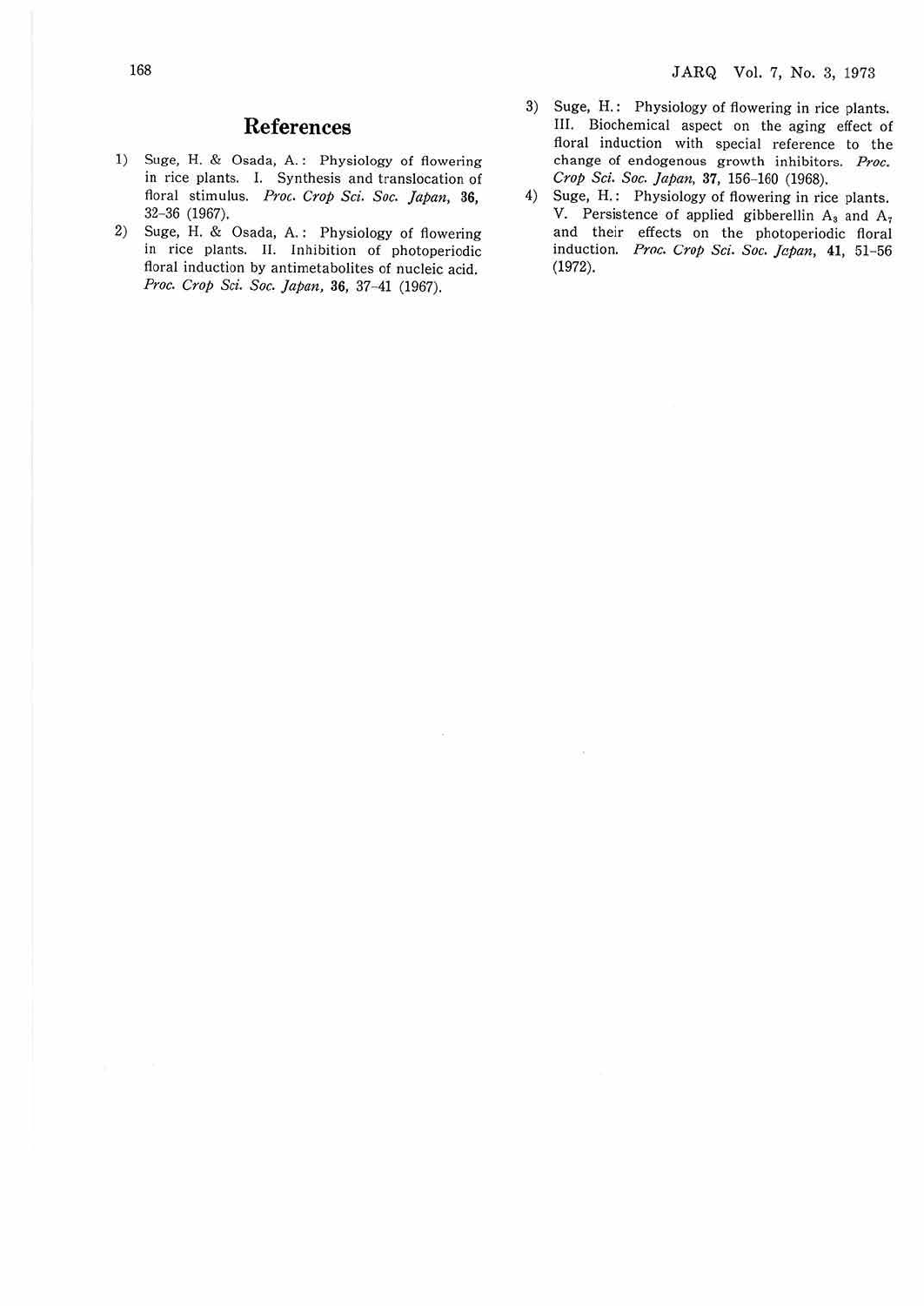## References

1) Suge, H. & Osada, A.: Physiology of flowering in rice plants. I. Synthesis and translocation of floral stimulus. *Proc. Crop Sci. Soc. Japan*, **36**, 32–36 (1967).

2) Suge, H. & Osada, A.: Physiology of flowering in rice plants. II. Inhibition of photoperiodic floral induction by antimetabolites of nucleic acid. *Proc. Crop Sci. Soc. Japan*, **36**, 37–41 (1967).

3) Suge, H.: Physiology of flowering in rice plants. III. Biochemical aspect on the aging effect of floral induction with special reference to the change of endogenous growth inhibitors. *Proc. Crop Sci. Soc. Japan*, **37**, 156–160 (1968).

4) Suge, H.: Physiology of flowering in rice plants. V. Persistence of applied gibberellin $A_3$ and $A_7$ and their effects on the photoperiodic floral induction. *Proc. Crop Sci. Soc. Japan*, **41**, 51–56 (1972).